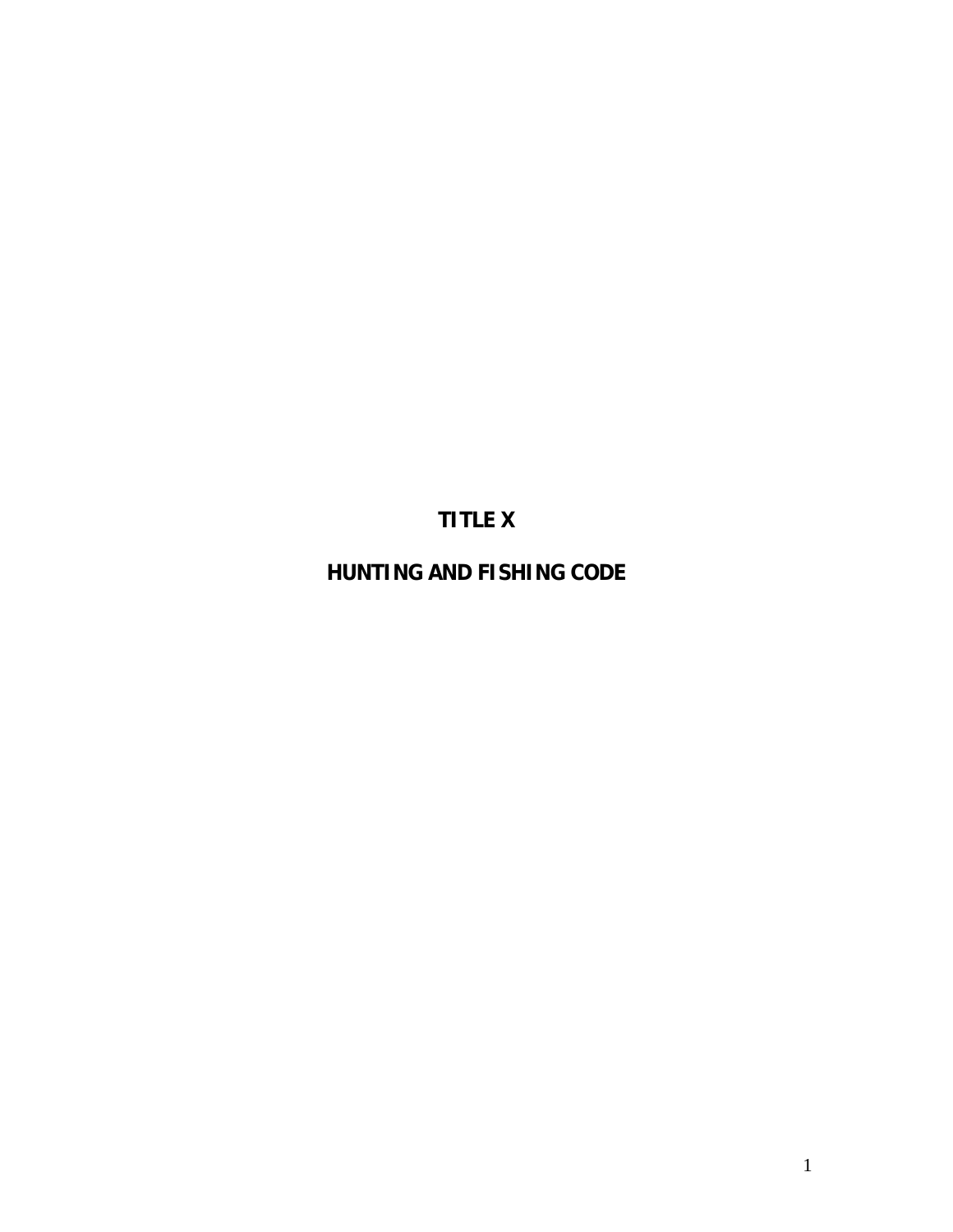# TITLE X

# HUNTING AND FISHING CODE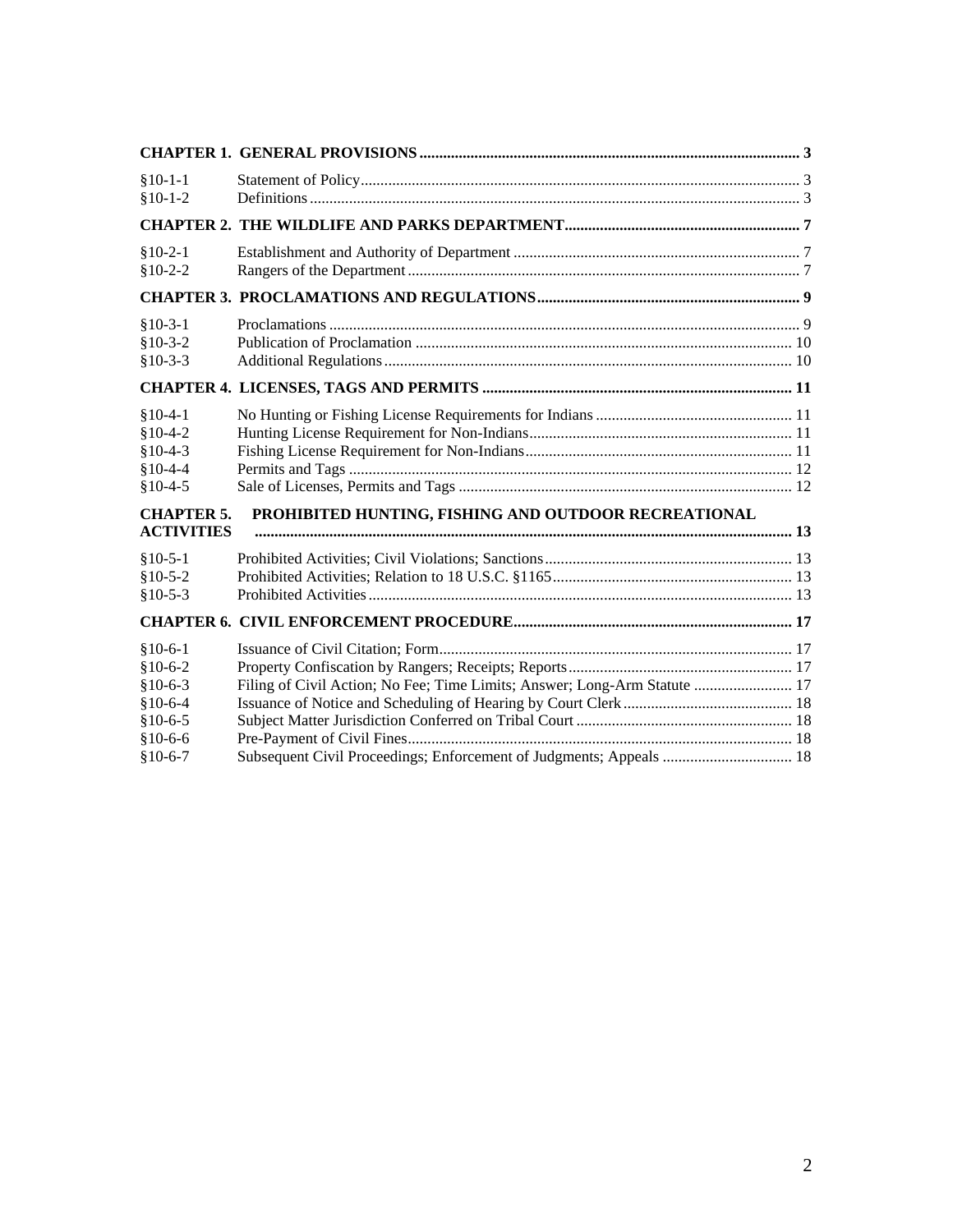| | | |
|---|---|---|
| **CHAPTER 1. GENERAL PROVISIONS** | | **3** |
| §10-1-1 | Statement of Policy | 3 |
| §10-1-2 | Definitions | 3 |
| **CHAPTER 2. THE WILDLIFE AND PARKS DEPARTMENT** | | **7** |
| §10-2-1 | Establishment and Authority of Department | 7 |
| §10-2-2 | Rangers of the Department | 7 |
| **CHAPTER 3. PROCLAMATIONS AND REGULATIONS** | | **9** |
| §10-3-1 | Proclamations | 9 |
| §10-3-2 | Publication of Proclamation | 10 |
| §10-3-3 | Additional Regulations | 10 |
| **CHAPTER 4. LICENSES, TAGS AND PERMITS** | | **11** |
| §10-4-1 | No Hunting or Fishing License Requirements for Indians | 11 |
| §10-4-2 | Hunting License Requirement for Non-Indians | 11 |
| §10-4-3 | Fishing License Requirement for Non-Indians | 11 |
| §10-4-4 | Permits and Tags | 12 |
| §10-4-5 | Sale of Licenses, Permits and Tags | 12 |
| **CHAPTER 5. ACTIVITIES** | **PROHIBITED HUNTING, FISHING AND OUTDOOR RECREATIONAL** | **13** |
| §10-5-1 | Prohibited Activities; Civil Violations; Sanctions | 13 |
| §10-5-2 | Prohibited Activities; Relation to 18 U.S.C. §1165 | 13 |
| §10-5-3 | Prohibited Activities | 13 |
| **CHAPTER 6. CIVIL ENFORCEMENT PROCEDURE** | | **17** |
| §10-6-1 | Issuance of Civil Citation; Form | 17 |
| §10-6-2 | Property Confiscation by Rangers; Receipts; Reports | 17 |
| §10-6-3 | Filing of Civil Action; No Fee; Time Limits; Answer; Long-Arm Statute | 17 |
| §10-6-4 | Issuance of Notice and Scheduling of Hearing by Court Clerk | 18 |
| §10-6-5 | Subject Matter Jurisdiction Conferred on Tribal Court | 18 |
| §10-6-6 | Pre-Payment of Civil Fines | 18 |
| §10-6-7 | Subsequent Civil Proceedings; Enforcement of Judgments; Appeals | 18 |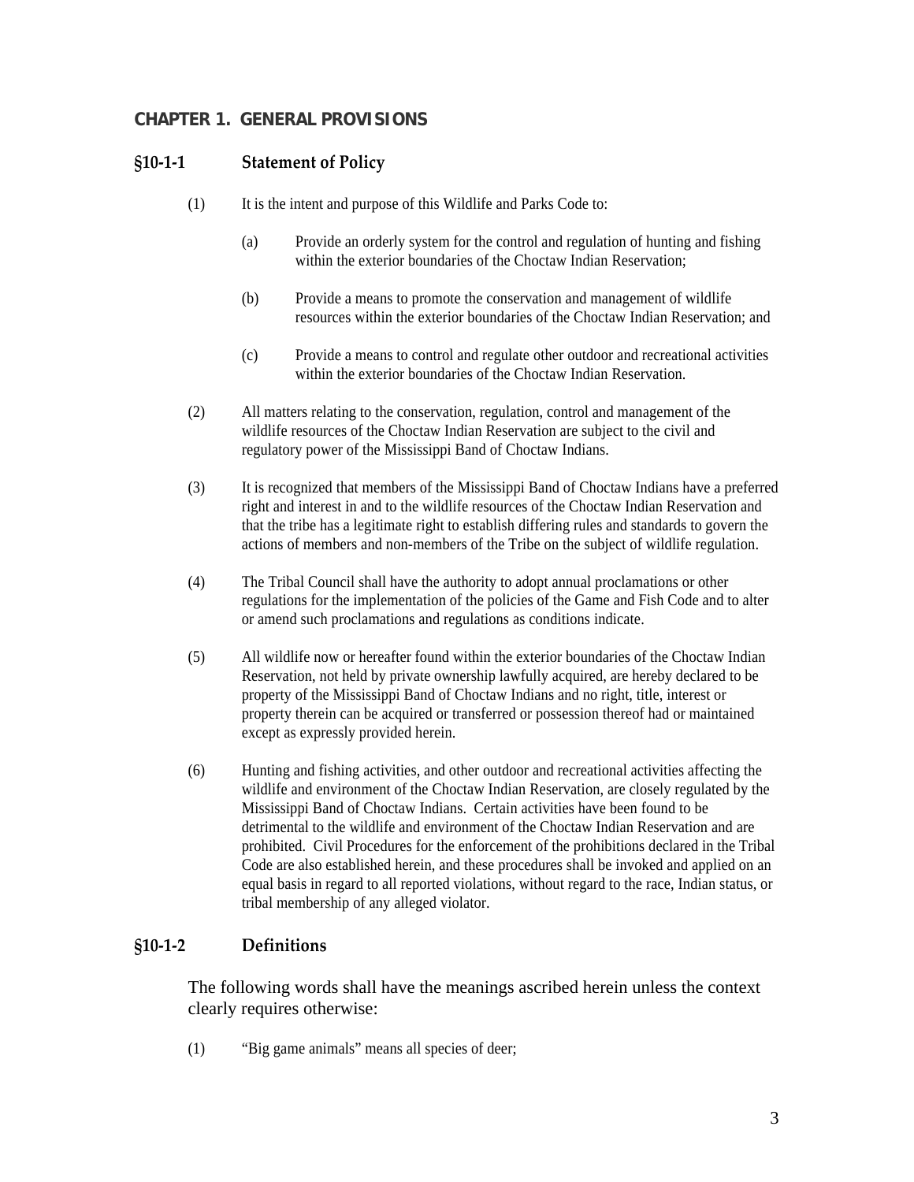## CHAPTER 1. GENERAL PROVISIONS

### §10-1-1 Statement of Policy

(1) It is the intent and purpose of this Wildlife and Parks Code to:

(a) Provide an orderly system for the control and regulation of hunting and fishing within the exterior boundaries of the Choctaw Indian Reservation;

(b) Provide a means to promote the conservation and management of wildlife resources within the exterior boundaries of the Choctaw Indian Reservation; and

(c) Provide a means to control and regulate other outdoor and recreational activities within the exterior boundaries of the Choctaw Indian Reservation.

(2) All matters relating to the conservation, regulation, control and management of the wildlife resources of the Choctaw Indian Reservation are subject to the civil and regulatory power of the Mississippi Band of Choctaw Indians.

(3) It is recognized that members of the Mississippi Band of Choctaw Indians have a preferred right and interest in and to the wildlife resources of the Choctaw Indian Reservation and that the tribe has a legitimate right to establish differing rules and standards to govern the actions of members and non-members of the Tribe on the subject of wildlife regulation.

(4) The Tribal Council shall have the authority to adopt annual proclamations or other regulations for the implementation of the policies of the Game and Fish Code and to alter or amend such proclamations and regulations as conditions indicate.

(5) All wildlife now or hereafter found within the exterior boundaries of the Choctaw Indian Reservation, not held by private ownership lawfully acquired, are hereby declared to be property of the Mississippi Band of Choctaw Indians and no right, title, interest or property therein can be acquired or transferred or possession thereof had or maintained except as expressly provided herein.

(6) Hunting and fishing activities, and other outdoor and recreational activities affecting the wildlife and environment of the Choctaw Indian Reservation, are closely regulated by the Mississippi Band of Choctaw Indians. Certain activities have been found to be detrimental to the wildlife and environment of the Choctaw Indian Reservation and are prohibited. Civil Procedures for the enforcement of the prohibitions declared in the Tribal Code are also established herein, and these procedures shall be invoked and applied on an equal basis in regard to all reported violations, without regard to the race, Indian status, or tribal membership of any alleged violator.

### §10-1-2 Definitions

The following words shall have the meanings ascribed herein unless the context clearly requires otherwise:

(1) "Big game animals" means all species of deer;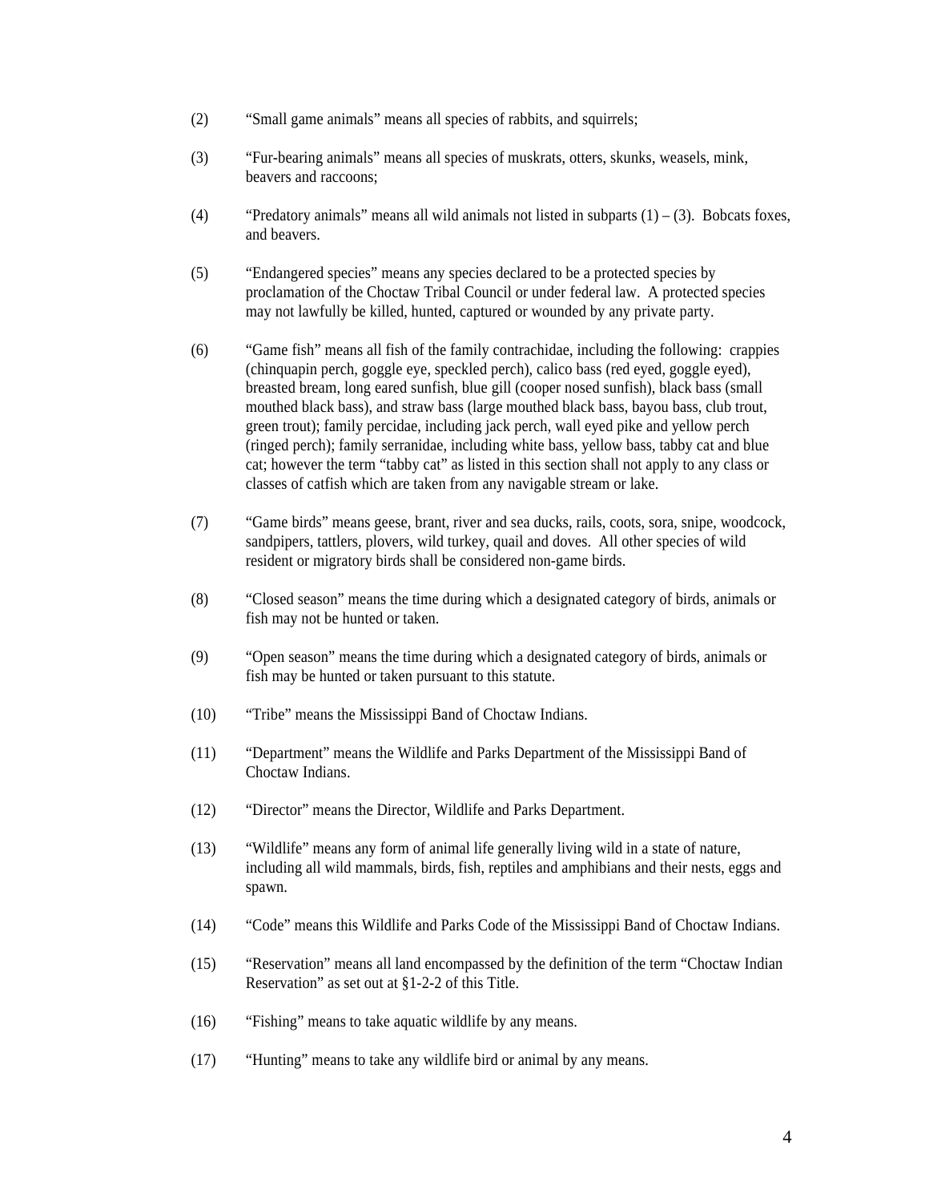(2) "Small game animals" means all species of rabbits, and squirrels;

(3) "Fur-bearing animals" means all species of muskrats, otters, skunks, weasels, mink, beavers and raccoons;

(4) "Predatory animals" means all wild animals not listed in subparts (1) – (3). Bobcats foxes, and beavers.

(5) "Endangered species" means any species declared to be a protected species by proclamation of the Choctaw Tribal Council or under federal law. A protected species may not lawfully be killed, hunted, captured or wounded by any private party.

(6) "Game fish" means all fish of the family contrachidae, including the following: crappies (chinquapin perch, goggle eye, speckled perch), calico bass (red eyed, goggle eyed), breasted bream, long eared sunfish, blue gill (cooper nosed sunfish), black bass (small mouthed black bass), and straw bass (large mouthed black bass, bayou bass, club trout, green trout); family percidae, including jack perch, wall eyed pike and yellow perch (ringed perch); family serranidae, including white bass, yellow bass, tabby cat and blue cat; however the term "tabby cat" as listed in this section shall not apply to any class or classes of catfish which are taken from any navigable stream or lake.

(7) "Game birds" means geese, brant, river and sea ducks, rails, coots, sora, snipe, woodcock, sandpipers, tattlers, plovers, wild turkey, quail and doves. All other species of wild resident or migratory birds shall be considered non-game birds.

(8) "Closed season" means the time during which a designated category of birds, animals or fish may not be hunted or taken.

(9) "Open season" means the time during which a designated category of birds, animals or fish may be hunted or taken pursuant to this statute.

(10) "Tribe" means the Mississippi Band of Choctaw Indians.

(11) "Department" means the Wildlife and Parks Department of the Mississippi Band of Choctaw Indians.

(12) "Director" means the Director, Wildlife and Parks Department.

(13) "Wildlife" means any form of animal life generally living wild in a state of nature, including all wild mammals, birds, fish, reptiles and amphibians and their nests, eggs and spawn.

(14) "Code" means this Wildlife and Parks Code of the Mississippi Band of Choctaw Indians.

(15) "Reservation" means all land encompassed by the definition of the term "Choctaw Indian Reservation" as set out at §1-2-2 of this Title.

(16) "Fishing" means to take aquatic wildlife by any means.

(17) "Hunting" means to take any wildlife bird or animal by any means.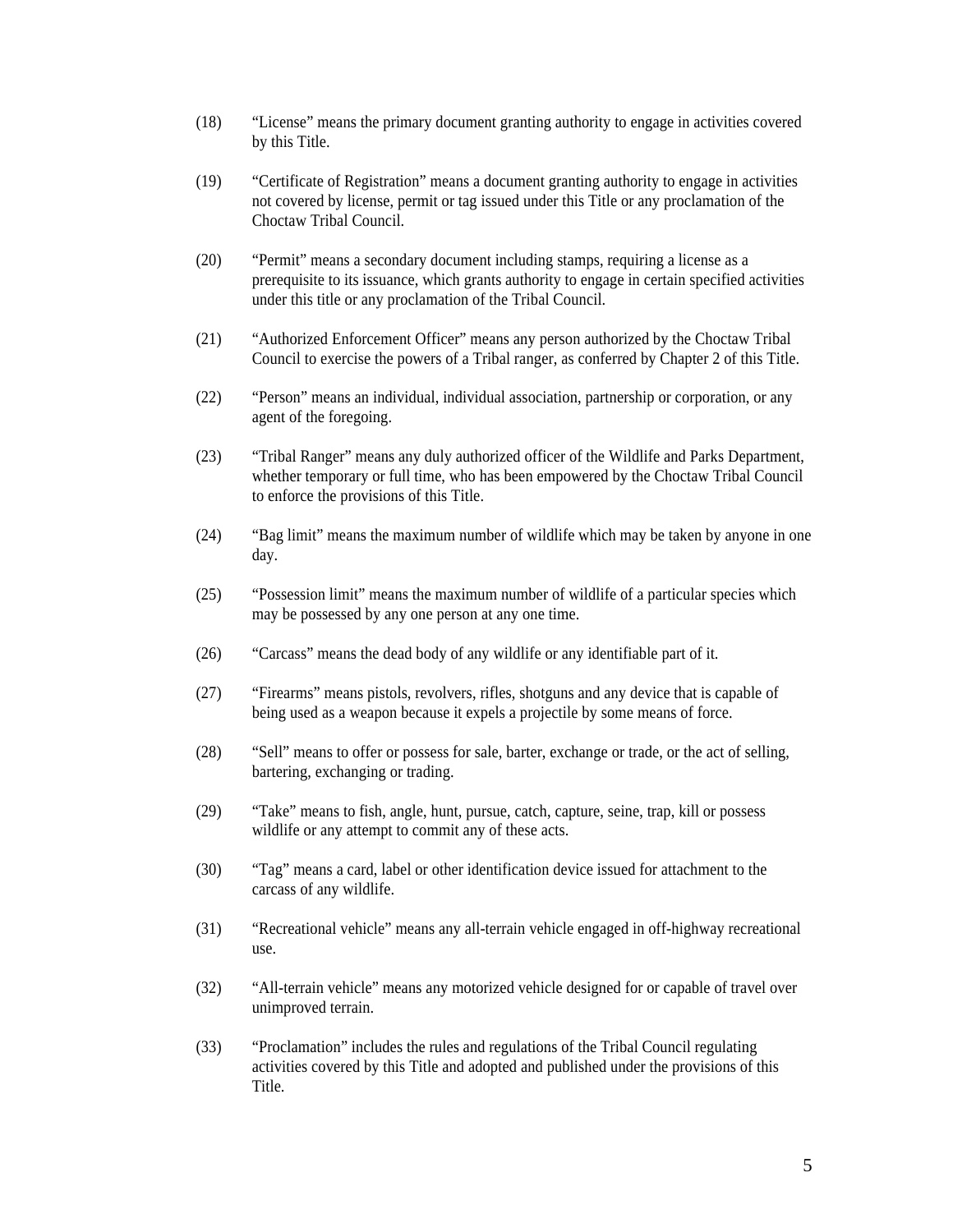(18) “License” means the primary document granting authority to engage in activities covered by this Title.

(19) “Certificate of Registration” means a document granting authority to engage in activities not covered by license, permit or tag issued under this Title or any proclamation of the Choctaw Tribal Council.

(20) “Permit” means a secondary document including stamps, requiring a license as a prerequisite to its issuance, which grants authority to engage in certain specified activities under this title or any proclamation of the Tribal Council.

(21) “Authorized Enforcement Officer” means any person authorized by the Choctaw Tribal Council to exercise the powers of a Tribal ranger, as conferred by Chapter 2 of this Title.

(22) “Person” means an individual, individual association, partnership or corporation, or any agent of the foregoing.

(23) “Tribal Ranger” means any duly authorized officer of the Wildlife and Parks Department, whether temporary or full time, who has been empowered by the Choctaw Tribal Council to enforce the provisions of this Title.

(24) “Bag limit” means the maximum number of wildlife which may be taken by anyone in one day.

(25) “Possession limit” means the maximum number of wildlife of a particular species which may be possessed by any one person at any one time.

(26) “Carcass” means the dead body of any wildlife or any identifiable part of it.

(27) “Firearms” means pistols, revolvers, rifles, shotguns and any device that is capable of being used as a weapon because it expels a projectile by some means of force.

(28) “Sell” means to offer or possess for sale, barter, exchange or trade, or the act of selling, bartering, exchanging or trading.

(29) “Take” means to fish, angle, hunt, pursue, catch, capture, seine, trap, kill or possess wildlife or any attempt to commit any of these acts.

(30) “Tag” means a card, label or other identification device issued for attachment to the carcass of any wildlife.

(31) “Recreational vehicle” means any all-terrain vehicle engaged in off-highway recreational use.

(32) “All-terrain vehicle” means any motorized vehicle designed for or capable of travel over unimproved terrain.

(33) “Proclamation” includes the rules and regulations of the Tribal Council regulating activities covered by this Title and adopted and published under the provisions of this Title.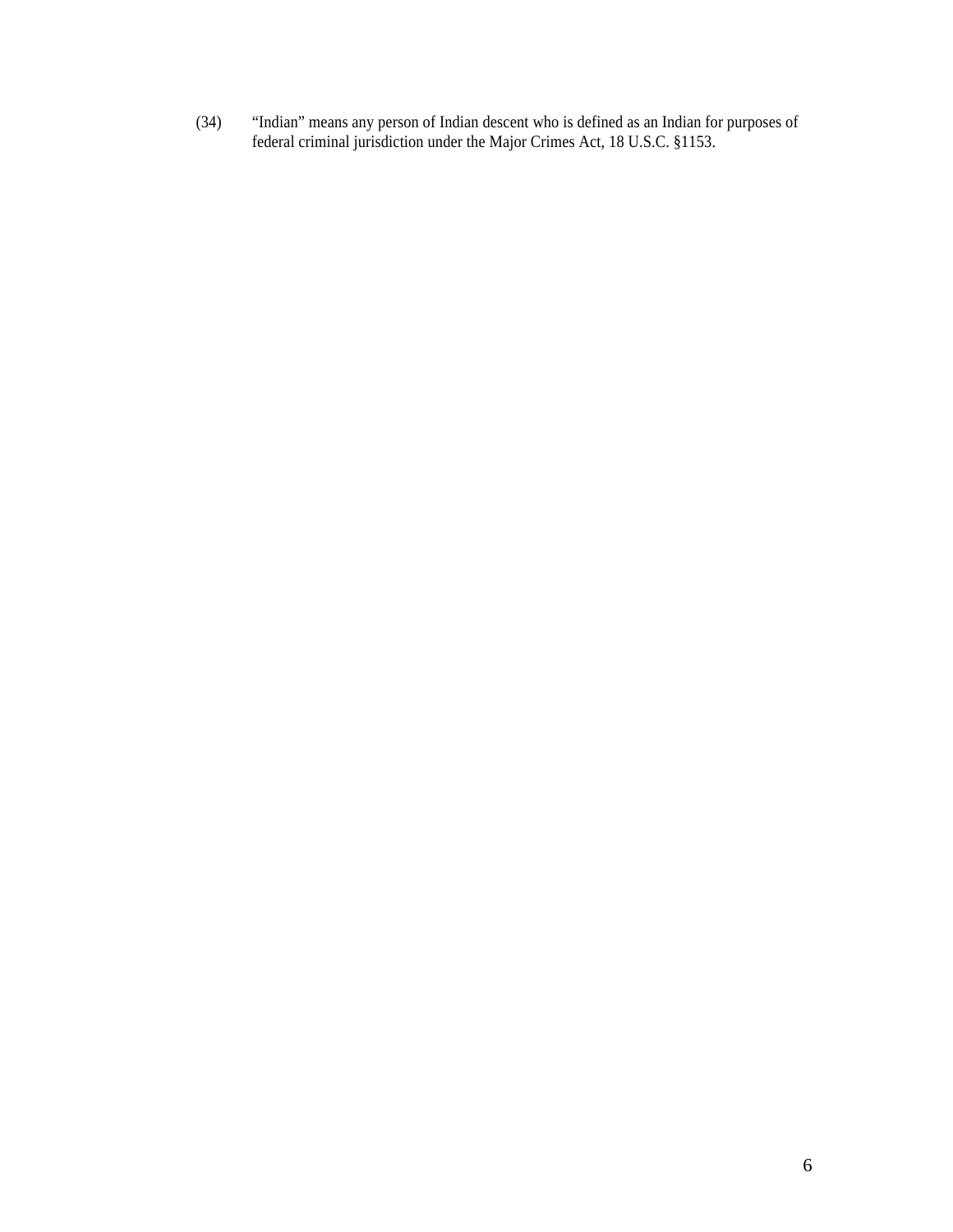(34) “Indian” means any person of Indian descent who is defined as an Indian for purposes of federal criminal jurisdiction under the Major Crimes Act, 18 U.S.C. §1153.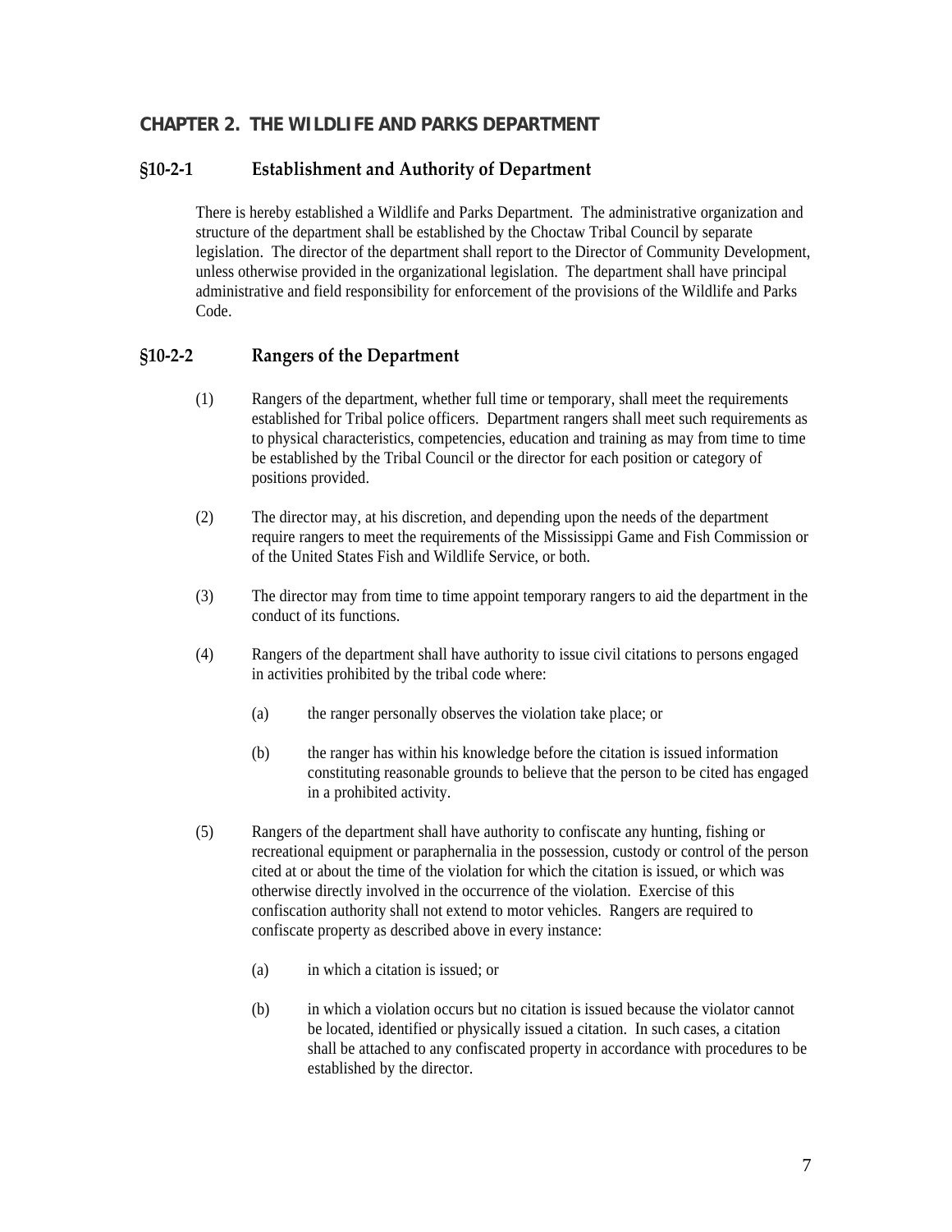## CHAPTER 2. THE WILDLIFE AND PARKS DEPARTMENT

### §10-2-1 Establishment and Authority of Department

There is hereby established a Wildlife and Parks Department. The administrative organization and structure of the department shall be established by the Choctaw Tribal Council by separate legislation. The director of the department shall report to the Director of Community Development, unless otherwise provided in the organizational legislation. The department shall have principal administrative and field responsibility for enforcement of the provisions of the Wildlife and Parks Code.

### §10-2-2 Rangers of the Department

(1) Rangers of the department, whether full time or temporary, shall meet the requirements established for Tribal police officers. Department rangers shall meet such requirements as to physical characteristics, competencies, education and training as may from time to time be established by the Tribal Council or the director for each position or category of positions provided.

(2) The director may, at his discretion, and depending upon the needs of the department require rangers to meet the requirements of the Mississippi Game and Fish Commission or of the United States Fish and Wildlife Service, or both.

(3) The director may from time to time appoint temporary rangers to aid the department in the conduct of its functions.

(4) Rangers of the department shall have authority to issue civil citations to persons engaged in activities prohibited by the tribal code where:

   (a) the ranger personally observes the violation take place; or

   (b) the ranger has within his knowledge before the citation is issued information constituting reasonable grounds to believe that the person to be cited has engaged in a prohibited activity.

(5) Rangers of the department shall have authority to confiscate any hunting, fishing or recreational equipment or paraphernalia in the possession, custody or control of the person cited at or about the time of the violation for which the citation is issued, or which was otherwise directly involved in the occurrence of the violation. Exercise of this confiscation authority shall not extend to motor vehicles. Rangers are required to confiscate property as described above in every instance:

   (a) in which a citation is issued; or

   (b) in which a violation occurs but no citation is issued because the violator cannot be located, identified or physically issued a citation. In such cases, a citation shall be attached to any confiscated property in accordance with procedures to be established by the director.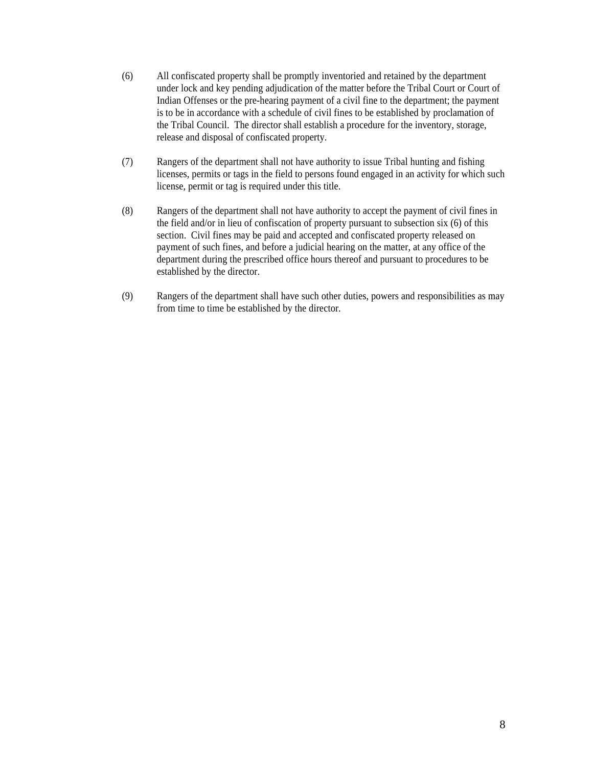(6) All confiscated property shall be promptly inventoried and retained by the department under lock and key pending adjudication of the matter before the Tribal Court or Court of Indian Offenses or the pre-hearing payment of a civil fine to the department; the payment is to be in accordance with a schedule of civil fines to be established by proclamation of the Tribal Council. The director shall establish a procedure for the inventory, storage, release and disposal of confiscated property.

(7) Rangers of the department shall not have authority to issue Tribal hunting and fishing licenses, permits or tags in the field to persons found engaged in an activity for which such license, permit or tag is required under this title.

(8) Rangers of the department shall not have authority to accept the payment of civil fines in the field and/or in lieu of confiscation of property pursuant to subsection six (6) of this section. Civil fines may be paid and accepted and confiscated property released on payment of such fines, and before a judicial hearing on the matter, at any office of the department during the prescribed office hours thereof and pursuant to procedures to be established by the director.

(9) Rangers of the department shall have such other duties, powers and responsibilities as may from time to time be established by the director.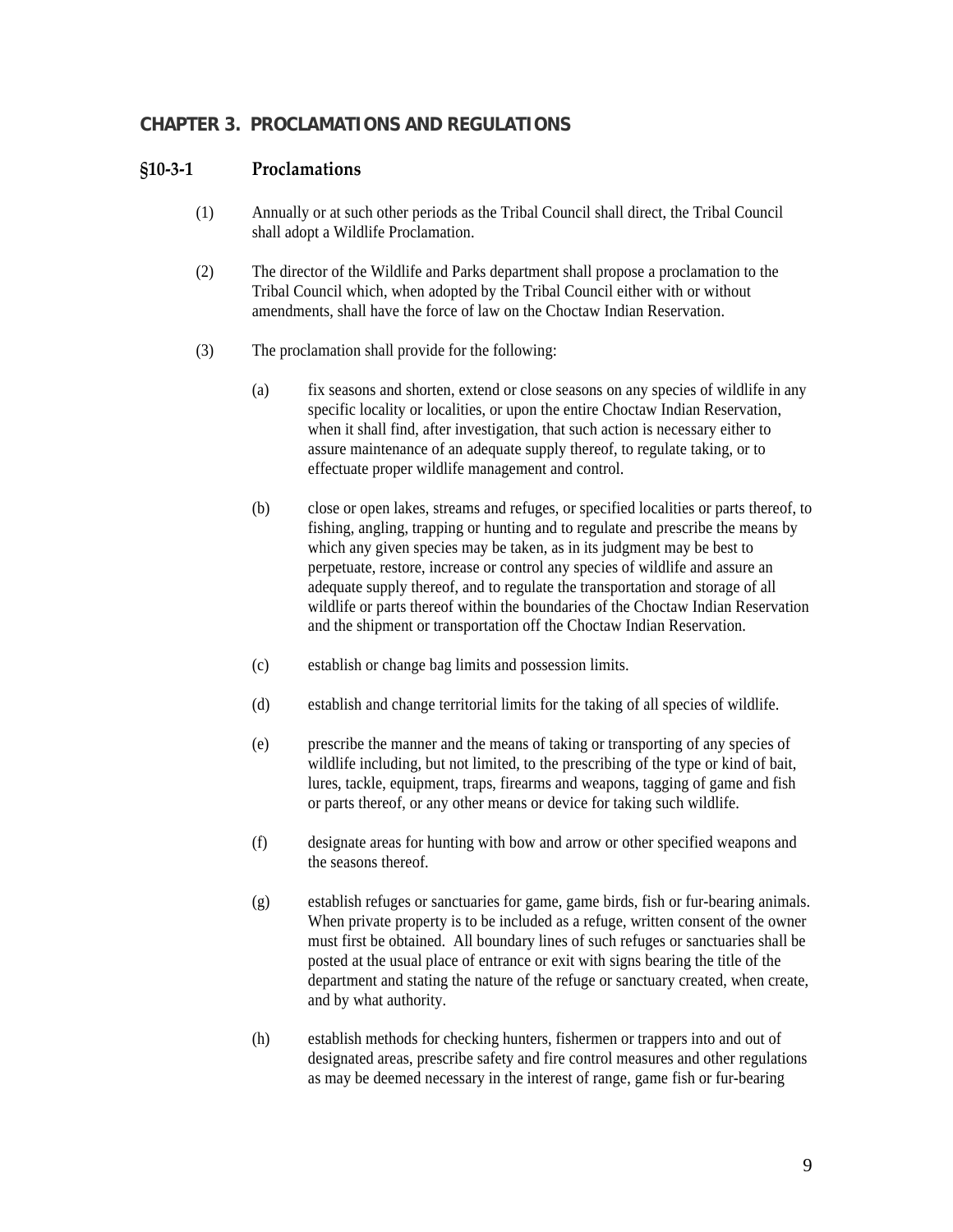## CHAPTER 3. PROCLAMATIONS AND REGULATIONS

### §10-3-1 Proclamations

(1) Annually or at such other periods as the Tribal Council shall direct, the Tribal Council shall adopt a Wildlife Proclamation.

(2) The director of the Wildlife and Parks department shall propose a proclamation to the Tribal Council which, when adopted by the Tribal Council either with or without amendments, shall have the force of law on the Choctaw Indian Reservation.

(3) The proclamation shall provide for the following:

(a) fix seasons and shorten, extend or close seasons on any species of wildlife in any specific locality or localities, or upon the entire Choctaw Indian Reservation, when it shall find, after investigation, that such action is necessary either to assure maintenance of an adequate supply thereof, to regulate taking, or to effectuate proper wildlife management and control.

(b) close or open lakes, streams and refuges, or specified localities or parts thereof, to fishing, angling, trapping or hunting and to regulate and prescribe the means by which any given species may be taken, as in its judgment may be best to perpetuate, restore, increase or control any species of wildlife and assure an adequate supply thereof, and to regulate the transportation and storage of all wildlife or parts thereof within the boundaries of the Choctaw Indian Reservation and the shipment or transportation off the Choctaw Indian Reservation.

(c) establish or change bag limits and possession limits.

(d) establish and change territorial limits for the taking of all species of wildlife.

(e) prescribe the manner and the means of taking or transporting of any species of wildlife including, but not limited, to the prescribing of the type or kind of bait, lures, tackle, equipment, traps, firearms and weapons, tagging of game and fish or parts thereof, or any other means or device for taking such wildlife.

(f) designate areas for hunting with bow and arrow or other specified weapons and the seasons thereof.

(g) establish refuges or sanctuaries for game, game birds, fish or fur-bearing animals. When private property is to be included as a refuge, written consent of the owner must first be obtained. All boundary lines of such refuges or sanctuaries shall be posted at the usual place of entrance or exit with signs bearing the title of the department and stating the nature of the refuge or sanctuary created, when create, and by what authority.

(h) establish methods for checking hunters, fishermen or trappers into and out of designated areas, prescribe safety and fire control measures and other regulations as may be deemed necessary in the interest of range, game fish or fur-bearing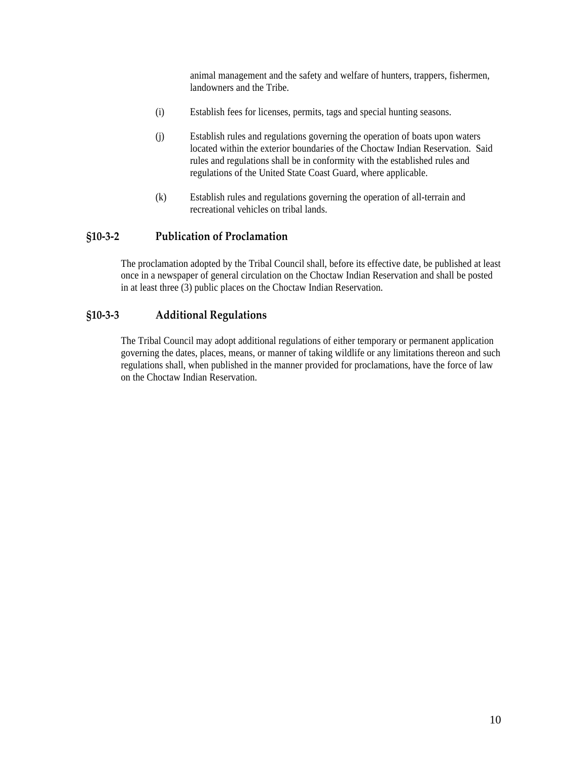animal management and the safety and welfare of hunters, trappers, fishermen, landowners and the Tribe.

(i) Establish fees for licenses, permits, tags and special hunting seasons.

(j) Establish rules and regulations governing the operation of boats upon waters located within the exterior boundaries of the Choctaw Indian Reservation. Said rules and regulations shall be in conformity with the established rules and regulations of the United State Coast Guard, where applicable.

(k) Establish rules and regulations governing the operation of all-terrain and recreational vehicles on tribal lands.

### §10-3-2 Publication of Proclamation

The proclamation adopted by the Tribal Council shall, before its effective date, be published at least once in a newspaper of general circulation on the Choctaw Indian Reservation and shall be posted in at least three (3) public places on the Choctaw Indian Reservation.

### §10-3-3 Additional Regulations

The Tribal Council may adopt additional regulations of either temporary or permanent application governing the dates, places, means, or manner of taking wildlife or any limitations thereon and such regulations shall, when published in the manner provided for proclamations, have the force of law on the Choctaw Indian Reservation.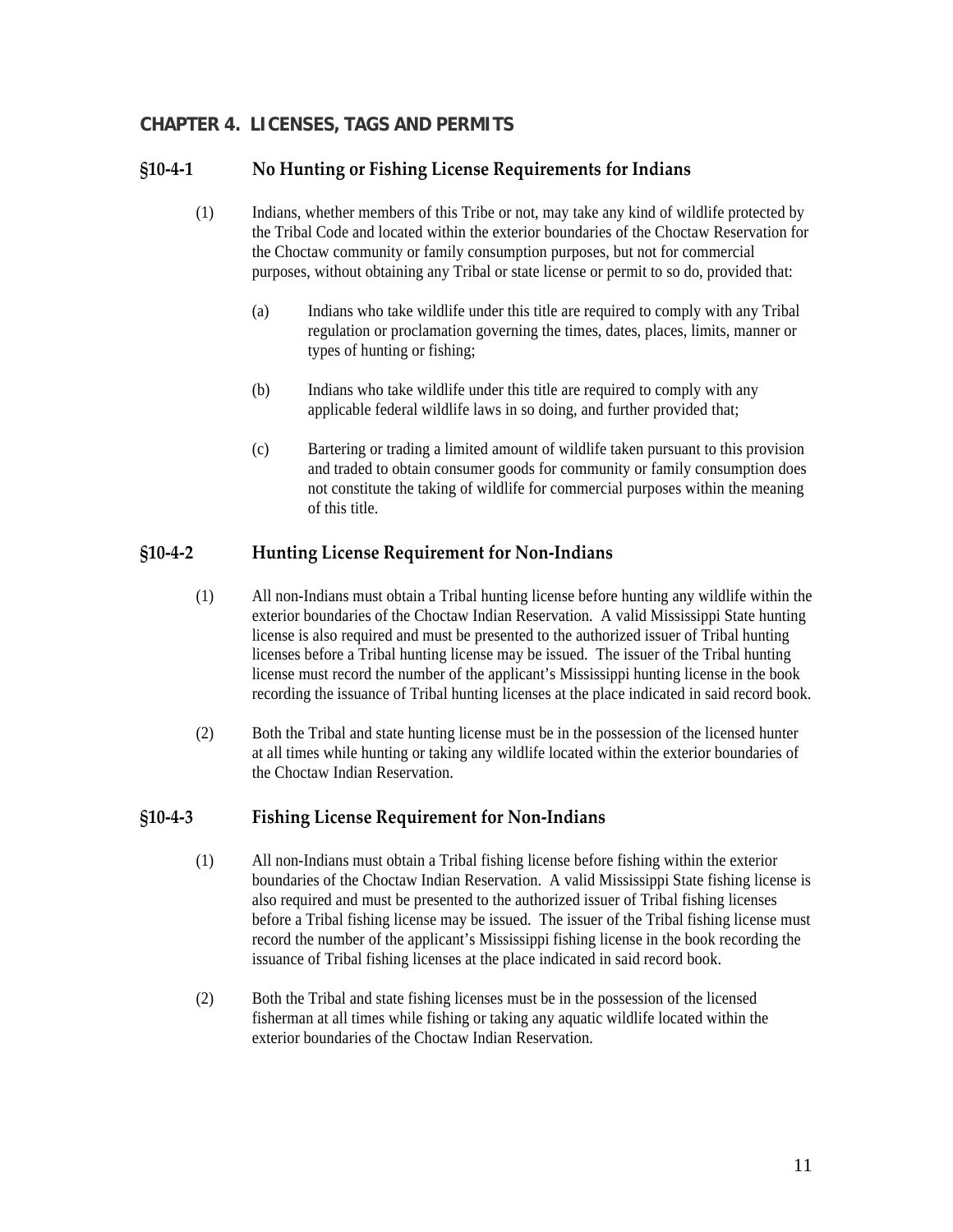## CHAPTER 4. LICENSES, TAGS AND PERMITS

### §10-4-1 No Hunting or Fishing License Requirements for Indians

(1) Indians, whether members of this Tribe or not, may take any kind of wildlife protected by the Tribal Code and located within the exterior boundaries of the Choctaw Reservation for the Choctaw community or family consumption purposes, but not for commercial purposes, without obtaining any Tribal or state license or permit to so do, provided that:

> (a) Indians who take wildlife under this title are required to comply with any Tribal regulation or proclamation governing the times, dates, places, limits, manner or types of hunting or fishing;
>
> (b) Indians who take wildlife under this title are required to comply with any applicable federal wildlife laws in so doing, and further provided that;
>
> (c) Bartering or trading a limited amount of wildlife taken pursuant to this provision and traded to obtain consumer goods for community or family consumption does not constitute the taking of wildlife for commercial purposes within the meaning of this title.

### §10-4-2 Hunting License Requirement for Non-Indians

(1) All non-Indians must obtain a Tribal hunting license before hunting any wildlife within the exterior boundaries of the Choctaw Indian Reservation. A valid Mississippi State hunting license is also required and must be presented to the authorized issuer of Tribal hunting licenses before a Tribal hunting license may be issued. The issuer of the Tribal hunting license must record the number of the applicant's Mississippi hunting license in the book recording the issuance of Tribal hunting licenses at the place indicated in said record book.

(2) Both the Tribal and state hunting license must be in the possession of the licensed hunter at all times while hunting or taking any wildlife located within the exterior boundaries of the Choctaw Indian Reservation.

### §10-4-3 Fishing License Requirement for Non-Indians

(1) All non-Indians must obtain a Tribal fishing license before fishing within the exterior boundaries of the Choctaw Indian Reservation. A valid Mississippi State fishing license is also required and must be presented to the authorized issuer of Tribal fishing licenses before a Tribal fishing license may be issued. The issuer of the Tribal fishing license must record the number of the applicant's Mississippi fishing license in the book recording the issuance of Tribal fishing licenses at the place indicated in said record book.

(2) Both the Tribal and state fishing licenses must be in the possession of the licensed fisherman at all times while fishing or taking any aquatic wildlife located within the exterior boundaries of the Choctaw Indian Reservation.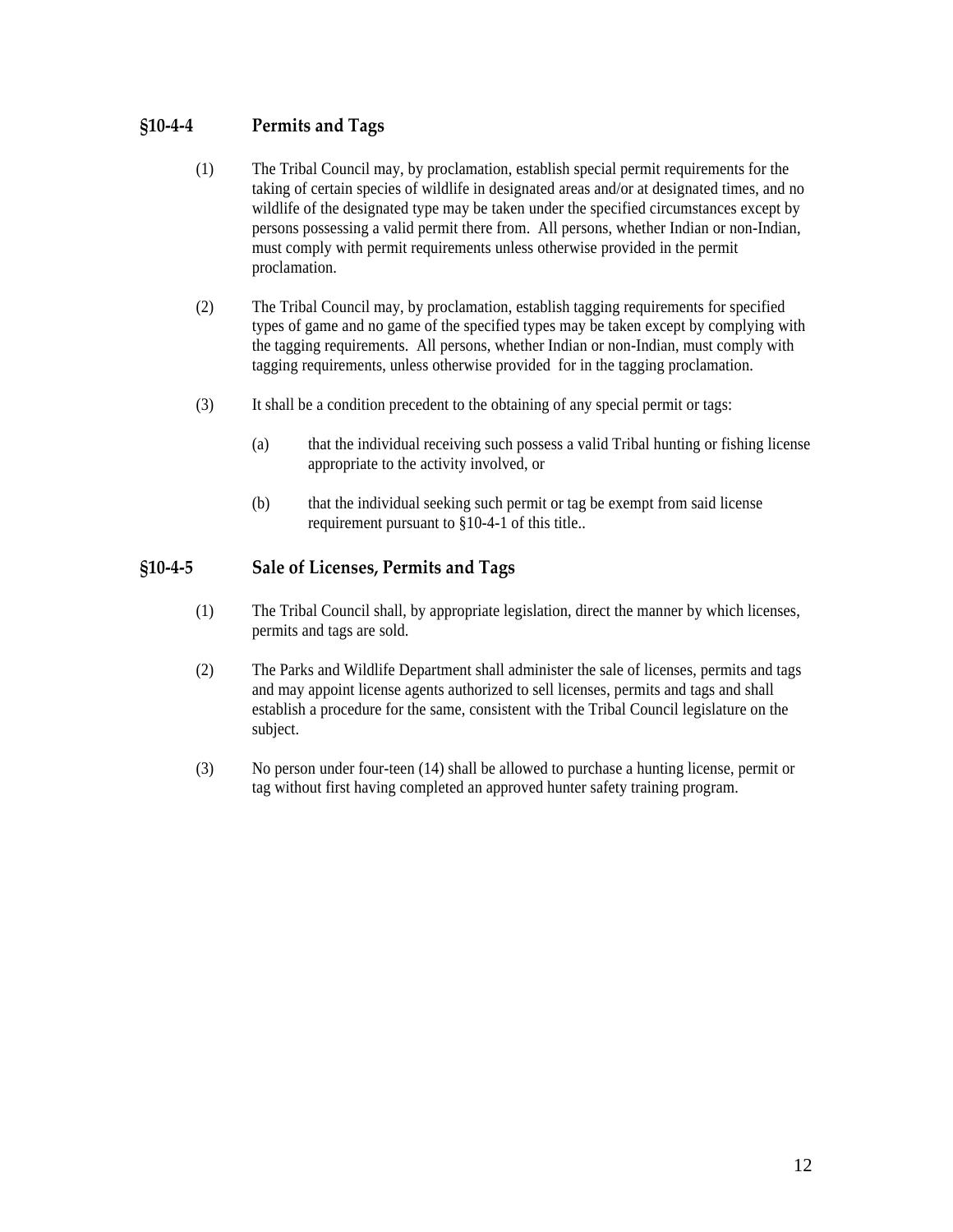## §10-4-4 Permits and Tags

(1) The Tribal Council may, by proclamation, establish special permit requirements for the taking of certain species of wildlife in designated areas and/or at designated times, and no wildlife of the designated type may be taken under the specified circumstances except by persons possessing a valid permit there from. All persons, whether Indian or non-Indian, must comply with permit requirements unless otherwise provided in the permit proclamation.

(2) The Tribal Council may, by proclamation, establish tagging requirements for specified types of game and no game of the specified types may be taken except by complying with the tagging requirements. All persons, whether Indian or non-Indian, must comply with tagging requirements, unless otherwise provided for in the tagging proclamation.

(3) It shall be a condition precedent to the obtaining of any special permit or tags:

(a) that the individual receiving such possess a valid Tribal hunting or fishing license appropriate to the activity involved, or

(b) that the individual seeking such permit or tag be exempt from said license requirement pursuant to §10-4-1 of this title..

## §10-4-5 Sale of Licenses, Permits and Tags

(1) The Tribal Council shall, by appropriate legislation, direct the manner by which licenses, permits and tags are sold.

(2) The Parks and Wildlife Department shall administer the sale of licenses, permits and tags and may appoint license agents authorized to sell licenses, permits and tags and shall establish a procedure for the same, consistent with the Tribal Council legislature on the subject.

(3) No person under four-teen (14) shall be allowed to purchase a hunting license, permit or tag without first having completed an approved hunter safety training program.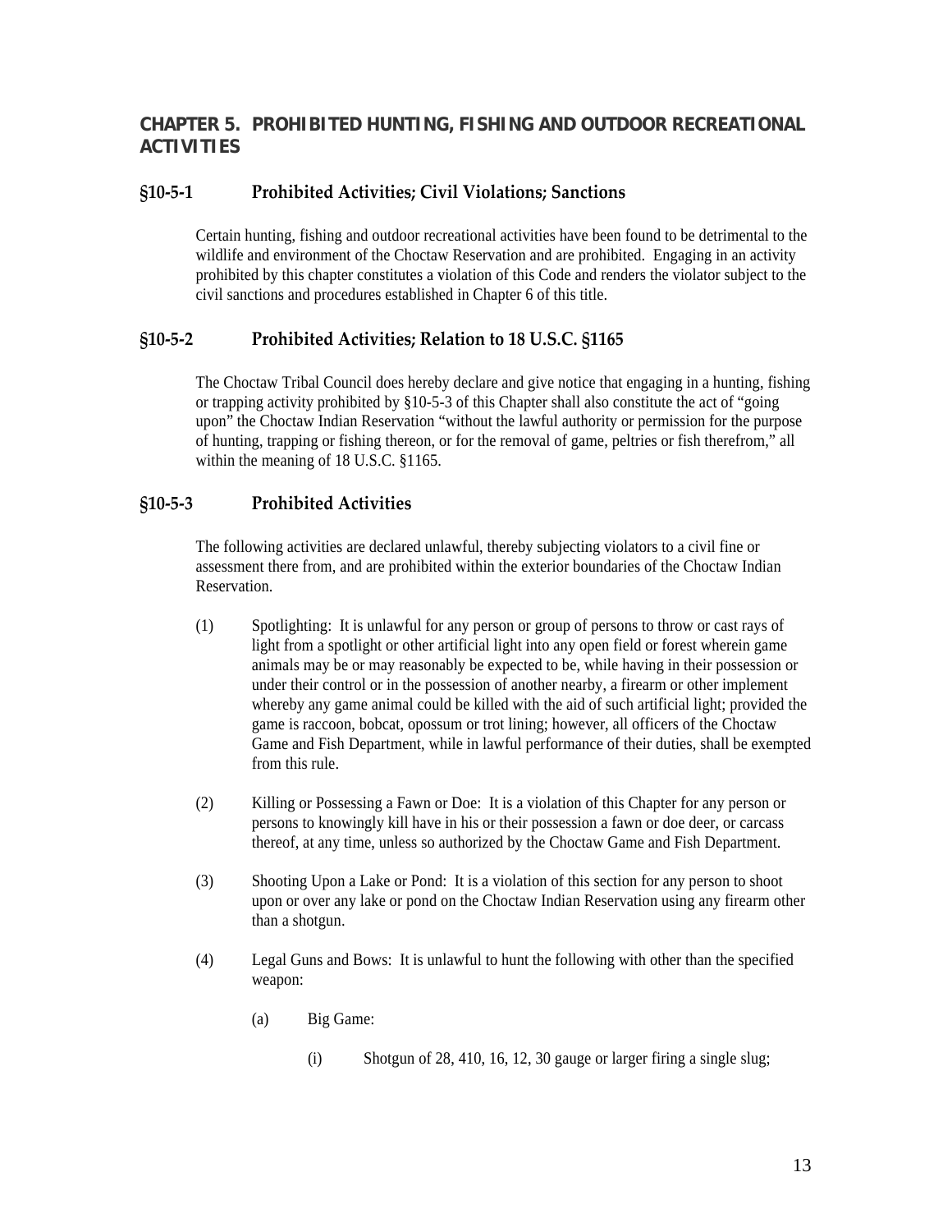## CHAPTER 5. PROHIBITED HUNTING, FISHING AND OUTDOOR RECREATIONAL ACTIVITIES

### §10-5-1 Prohibited Activities; Civil Violations; Sanctions

Certain hunting, fishing and outdoor recreational activities have been found to be detrimental to the wildlife and environment of the Choctaw Reservation and are prohibited. Engaging in an activity prohibited by this chapter constitutes a violation of this Code and renders the violator subject to the civil sanctions and procedures established in Chapter 6 of this title.

### §10-5-2 Prohibited Activities; Relation to 18 U.S.C. §1165

The Choctaw Tribal Council does hereby declare and give notice that engaging in a hunting, fishing or trapping activity prohibited by §10-5-3 of this Chapter shall also constitute the act of "going upon" the Choctaw Indian Reservation "without the lawful authority or permission for the purpose of hunting, trapping or fishing thereon, or for the removal of game, peltries or fish therefrom," all within the meaning of 18 U.S.C. §1165.

### §10-5-3 Prohibited Activities

The following activities are declared unlawful, thereby subjecting violators to a civil fine or assessment there from, and are prohibited within the exterior boundaries of the Choctaw Indian Reservation.

(1) Spotlighting: It is unlawful for any person or group of persons to throw or cast rays of light from a spotlight or other artificial light into any open field or forest wherein game animals may be or may reasonably be expected to be, while having in their possession or under their control or in the possession of another nearby, a firearm or other implement whereby any game animal could be killed with the aid of such artificial light; provided the game is raccoon, bobcat, opossum or trot lining; however, all officers of the Choctaw Game and Fish Department, while in lawful performance of their duties, shall be exempted from this rule.

(2) Killing or Possessing a Fawn or Doe: It is a violation of this Chapter for any person or persons to knowingly kill have in his or their possession a fawn or doe deer, or carcass thereof, at any time, unless so authorized by the Choctaw Game and Fish Department.

(3) Shooting Upon a Lake or Pond: It is a violation of this section for any person to shoot upon or over any lake or pond on the Choctaw Indian Reservation using any firearm other than a shotgun.

(4) Legal Guns and Bows: It is unlawful to hunt the following with other than the specified weapon:

(a) Big Game:

(i) Shotgun of 28, 410, 16, 12, 30 gauge or larger firing a single slug;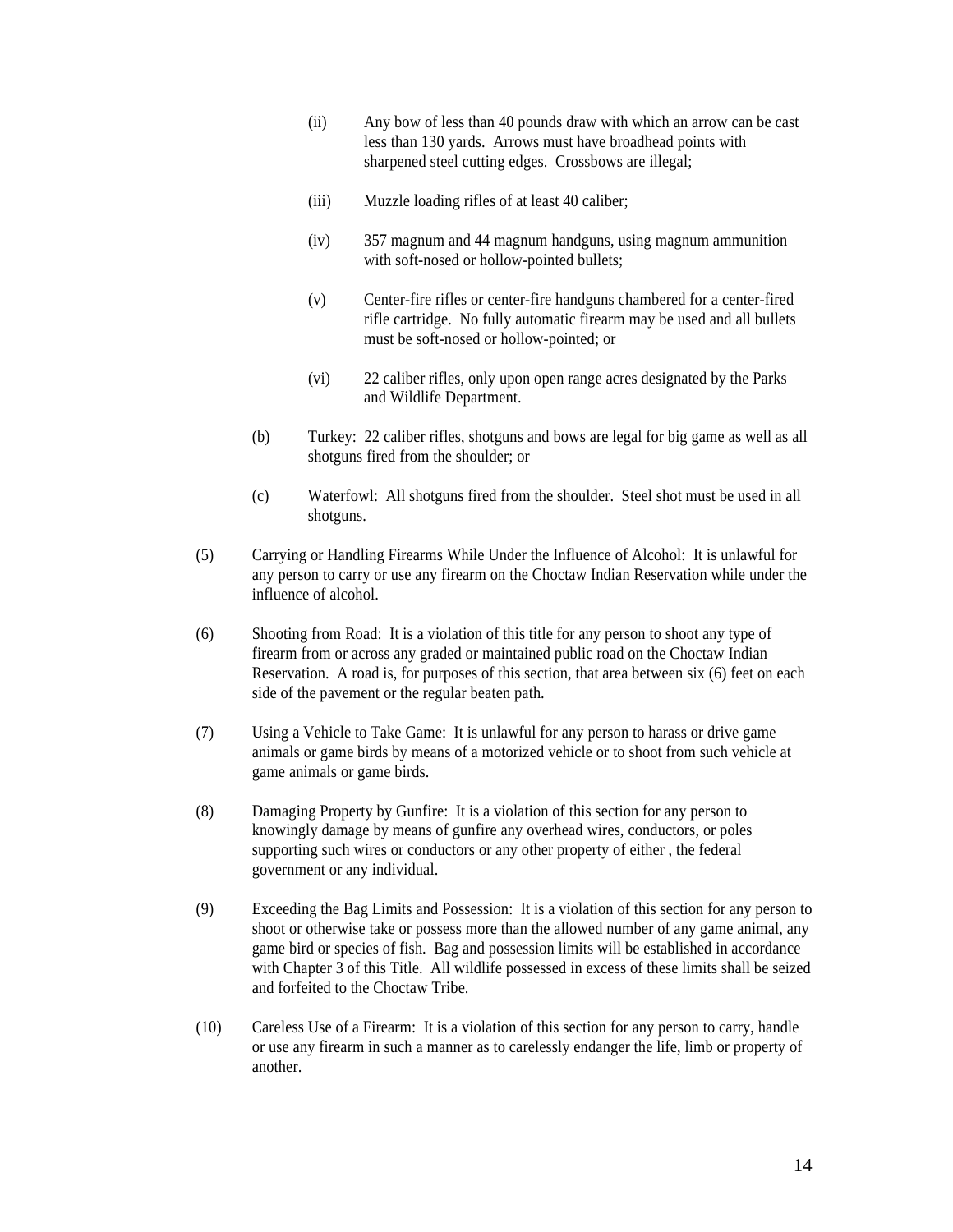(ii) Any bow of less than 40 pounds draw with which an arrow can be cast less than 130 yards. Arrows must have broadhead points with sharpened steel cutting edges. Crossbows are illegal;

(iii) Muzzle loading rifles of at least 40 caliber;

(iv) 357 magnum and 44 magnum handguns, using magnum ammunition with soft-nosed or hollow-pointed bullets;

(v) Center-fire rifles or center-fire handguns chambered for a center-fired rifle cartridge. No fully automatic firearm may be used and all bullets must be soft-nosed or hollow-pointed; or

(vi) 22 caliber rifles, only upon open range acres designated by the Parks and Wildlife Department.

(b) Turkey: 22 caliber rifles, shotguns and bows are legal for big game as well as all shotguns fired from the shoulder; or

(c) Waterfowl: All shotguns fired from the shoulder. Steel shot must be used in all shotguns.

(5) Carrying or Handling Firearms While Under the Influence of Alcohol: It is unlawful for any person to carry or use any firearm on the Choctaw Indian Reservation while under the influence of alcohol.

(6) Shooting from Road: It is a violation of this title for any person to shoot any type of firearm from or across any graded or maintained public road on the Choctaw Indian Reservation. A road is, for purposes of this section, that area between six (6) feet on each side of the pavement or the regular beaten path.

(7) Using a Vehicle to Take Game: It is unlawful for any person to harass or drive game animals or game birds by means of a motorized vehicle or to shoot from such vehicle at game animals or game birds.

(8) Damaging Property by Gunfire: It is a violation of this section for any person to knowingly damage by means of gunfire any overhead wires, conductors, or poles supporting such wires or conductors or any other property of either , the federal government or any individual.

(9) Exceeding the Bag Limits and Possession: It is a violation of this section for any person to shoot or otherwise take or possess more than the allowed number of any game animal, any game bird or species of fish. Bag and possession limits will be established in accordance with Chapter 3 of this Title. All wildlife possessed in excess of these limits shall be seized and forfeited to the Choctaw Tribe.

(10) Careless Use of a Firearm: It is a violation of this section for any person to carry, handle or use any firearm in such a manner as to carelessly endanger the life, limb or property of another.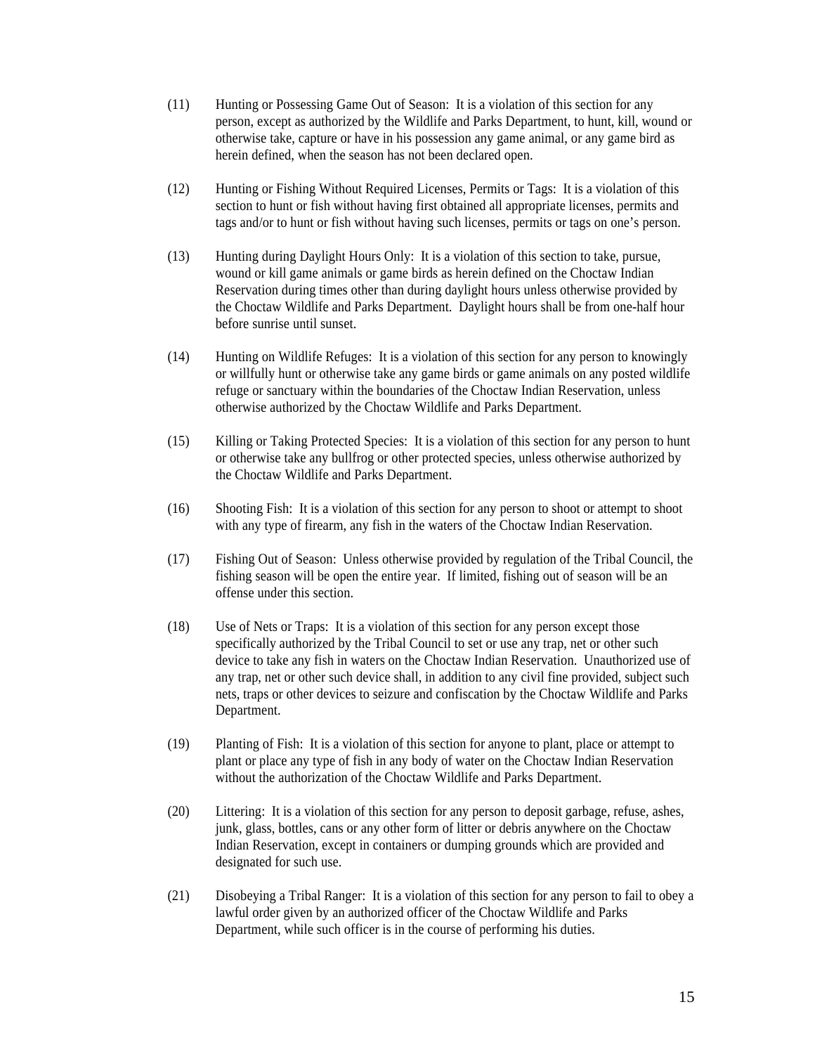(11) Hunting or Possessing Game Out of Season: It is a violation of this section for any person, except as authorized by the Wildlife and Parks Department, to hunt, kill, wound or otherwise take, capture or have in his possession any game animal, or any game bird as herein defined, when the season has not been declared open.

(12) Hunting or Fishing Without Required Licenses, Permits or Tags: It is a violation of this section to hunt or fish without having first obtained all appropriate licenses, permits and tags and/or to hunt or fish without having such licenses, permits or tags on one's person.

(13) Hunting during Daylight Hours Only: It is a violation of this section to take, pursue, wound or kill game animals or game birds as herein defined on the Choctaw Indian Reservation during times other than during daylight hours unless otherwise provided by the Choctaw Wildlife and Parks Department. Daylight hours shall be from one-half hour before sunrise until sunset.

(14) Hunting on Wildlife Refuges: It is a violation of this section for any person to knowingly or willfully hunt or otherwise take any game birds or game animals on any posted wildlife refuge or sanctuary within the boundaries of the Choctaw Indian Reservation, unless otherwise authorized by the Choctaw Wildlife and Parks Department.

(15) Killing or Taking Protected Species: It is a violation of this section for any person to hunt or otherwise take any bullfrog or other protected species, unless otherwise authorized by the Choctaw Wildlife and Parks Department.

(16) Shooting Fish: It is a violation of this section for any person to shoot or attempt to shoot with any type of firearm, any fish in the waters of the Choctaw Indian Reservation.

(17) Fishing Out of Season: Unless otherwise provided by regulation of the Tribal Council, the fishing season will be open the entire year. If limited, fishing out of season will be an offense under this section.

(18) Use of Nets or Traps: It is a violation of this section for any person except those specifically authorized by the Tribal Council to set or use any trap, net or other such device to take any fish in waters on the Choctaw Indian Reservation. Unauthorized use of any trap, net or other such device shall, in addition to any civil fine provided, subject such nets, traps or other devices to seizure and confiscation by the Choctaw Wildlife and Parks Department.

(19) Planting of Fish: It is a violation of this section for anyone to plant, place or attempt to plant or place any type of fish in any body of water on the Choctaw Indian Reservation without the authorization of the Choctaw Wildlife and Parks Department.

(20) Littering: It is a violation of this section for any person to deposit garbage, refuse, ashes, junk, glass, bottles, cans or any other form of litter or debris anywhere on the Choctaw Indian Reservation, except in containers or dumping grounds which are provided and designated for such use.

(21) Disobeying a Tribal Ranger: It is a violation of this section for any person to fail to obey a lawful order given by an authorized officer of the Choctaw Wildlife and Parks Department, while such officer is in the course of performing his duties.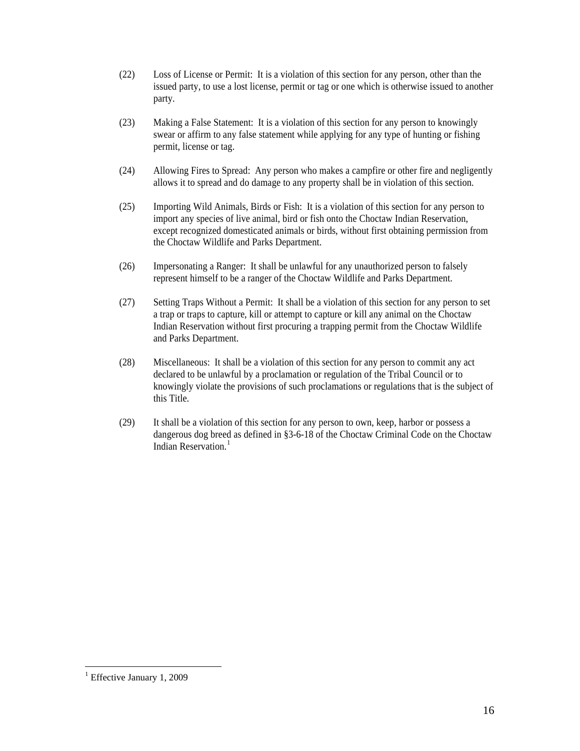(22) Loss of License or Permit: It is a violation of this section for any person, other than the issued party, to use a lost license, permit or tag or one which is otherwise issued to another party.

(23) Making a False Statement: It is a violation of this section for any person to knowingly swear or affirm to any false statement while applying for any type of hunting or fishing permit, license or tag.

(24) Allowing Fires to Spread: Any person who makes a campfire or other fire and negligently allows it to spread and do damage to any property shall be in violation of this section.

(25) Importing Wild Animals, Birds or Fish: It is a violation of this section for any person to import any species of live animal, bird or fish onto the Choctaw Indian Reservation, except recognized domesticated animals or birds, without first obtaining permission from the Choctaw Wildlife and Parks Department.

(26) Impersonating a Ranger: It shall be unlawful for any unauthorized person to falsely represent himself to be a ranger of the Choctaw Wildlife and Parks Department.

(27) Setting Traps Without a Permit: It shall be a violation of this section for any person to set a trap or traps to capture, kill or attempt to capture or kill any animal on the Choctaw Indian Reservation without first procuring a trapping permit from the Choctaw Wildlife and Parks Department.

(28) Miscellaneous: It shall be a violation of this section for any person to commit any act declared to be unlawful by a proclamation or regulation of the Tribal Council or to knowingly violate the provisions of such proclamations or regulations that is the subject of this Title.

(29) It shall be a violation of this section for any person to own, keep, harbor or possess a dangerous dog breed as defined in §3-6-18 of the Choctaw Criminal Code on the Choctaw Indian Reservation.[1]

---

[1] Effective January 1, 2009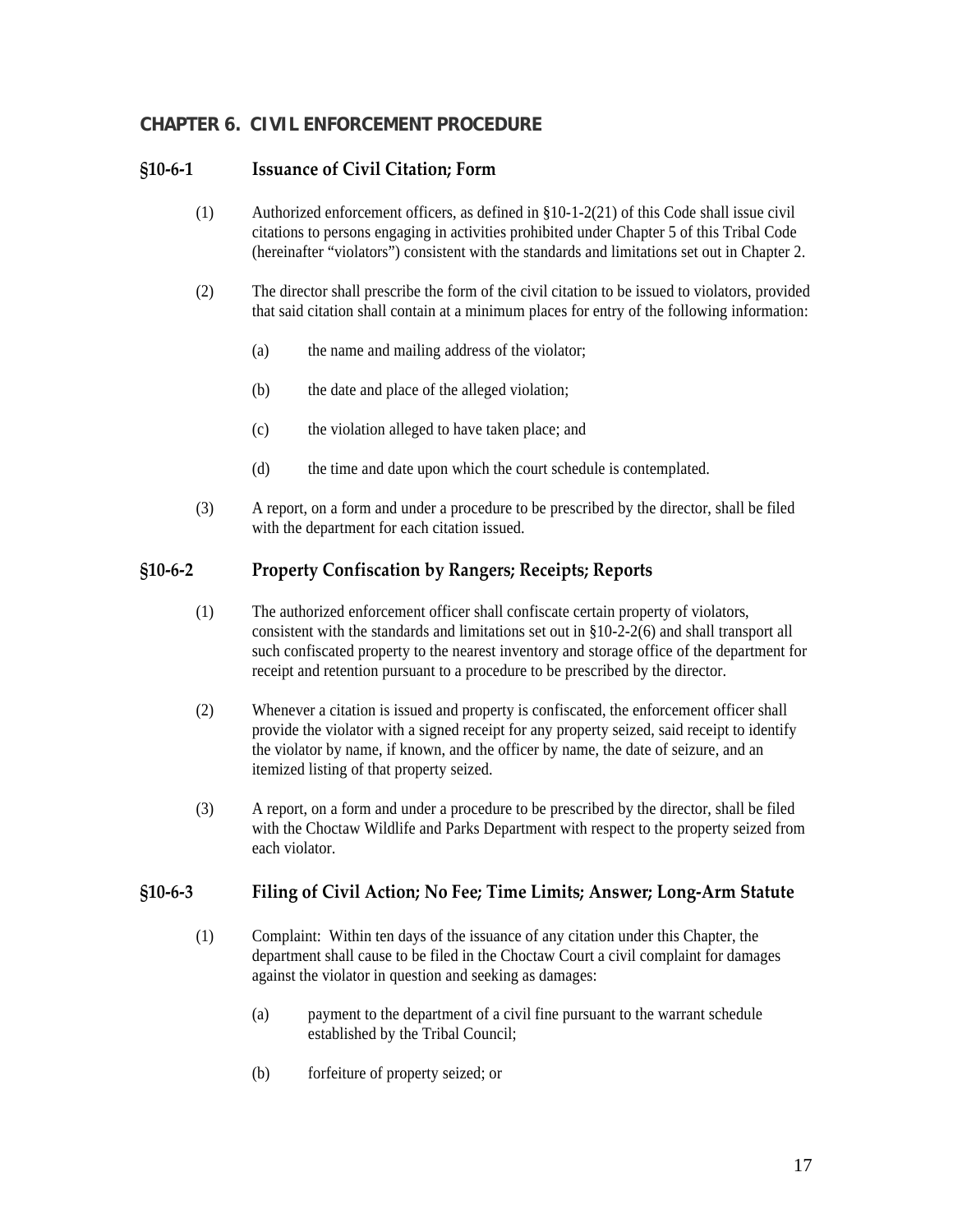## CHAPTER 6. CIVIL ENFORCEMENT PROCEDURE

### §10-6-1 Issuance of Civil Citation; Form

(1) Authorized enforcement officers, as defined in §10-1-2(21) of this Code shall issue civil citations to persons engaging in activities prohibited under Chapter 5 of this Tribal Code (hereinafter "violators") consistent with the standards and limitations set out in Chapter 2.

(2) The director shall prescribe the form of the civil citation to be issued to violators, provided that said citation shall contain at a minimum places for entry of the following information:

- (a) the name and mailing address of the violator;
- (b) the date and place of the alleged violation;
- (c) the violation alleged to have taken place; and
- (d) the time and date upon which the court schedule is contemplated.

(3) A report, on a form and under a procedure to be prescribed by the director, shall be filed with the department for each citation issued.

### §10-6-2 Property Confiscation by Rangers; Receipts; Reports

(1) The authorized enforcement officer shall confiscate certain property of violators, consistent with the standards and limitations set out in §10-2-2(6) and shall transport all such confiscated property to the nearest inventory and storage office of the department for receipt and retention pursuant to a procedure to be prescribed by the director.

(2) Whenever a citation is issued and property is confiscated, the enforcement officer shall provide the violator with a signed receipt for any property seized, said receipt to identify the violator by name, if known, and the officer by name, the date of seizure, and an itemized listing of that property seized.

(3) A report, on a form and under a procedure to be prescribed by the director, shall be filed with the Choctaw Wildlife and Parks Department with respect to the property seized from each violator.

### §10-6-3 Filing of Civil Action; No Fee; Time Limits; Answer; Long-Arm Statute

(1) Complaint: Within ten days of the issuance of any citation under this Chapter, the department shall cause to be filed in the Choctaw Court a civil complaint for damages against the violator in question and seeking as damages:

- (a) payment to the department of a civil fine pursuant to the warrant schedule established by the Tribal Council;
- (b) forfeiture of property seized; or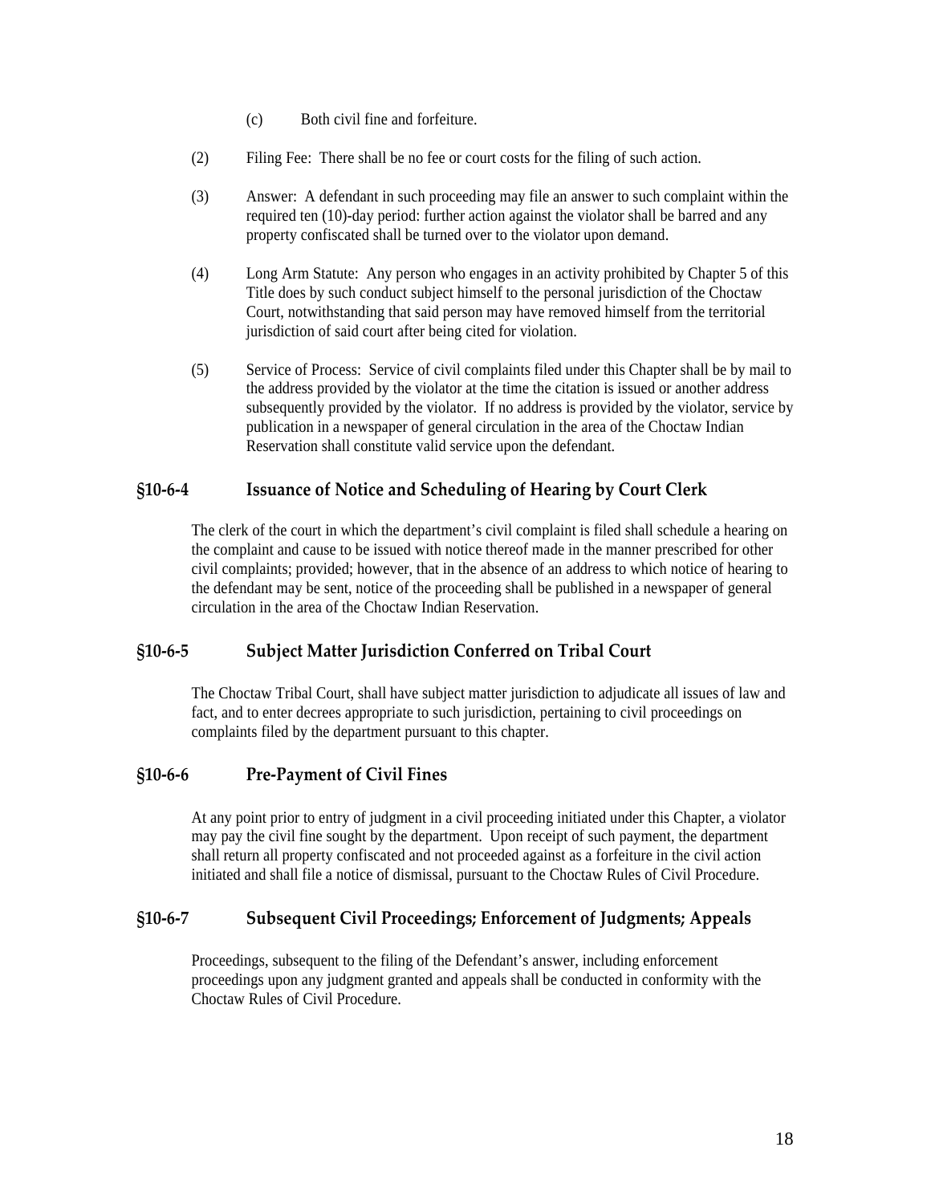(c) Both civil fine and forfeiture.

(2) Filing Fee: There shall be no fee or court costs for the filing of such action.

(3) Answer: A defendant in such proceeding may file an answer to such complaint within the required ten (10)-day period: further action against the violator shall be barred and any property confiscated shall be turned over to the violator upon demand.

(4) Long Arm Statute: Any person who engages in an activity prohibited by Chapter 5 of this Title does by such conduct subject himself to the personal jurisdiction of the Choctaw Court, notwithstanding that said person may have removed himself from the territorial jurisdiction of said court after being cited for violation.

(5) Service of Process: Service of civil complaints filed under this Chapter shall be by mail to the address provided by the violator at the time the citation is issued or another address subsequently provided by the violator. If no address is provided by the violator, service by publication in a newspaper of general circulation in the area of the Choctaw Indian Reservation shall constitute valid service upon the defendant.

## §10-6-4 Issuance of Notice and Scheduling of Hearing by Court Clerk

The clerk of the court in which the department's civil complaint is filed shall schedule a hearing on the complaint and cause to be issued with notice thereof made in the manner prescribed for other civil complaints; provided; however, that in the absence of an address to which notice of hearing to the defendant may be sent, notice of the proceeding shall be published in a newspaper of general circulation in the area of the Choctaw Indian Reservation.

## §10-6-5 Subject Matter Jurisdiction Conferred on Tribal Court

The Choctaw Tribal Court, shall have subject matter jurisdiction to adjudicate all issues of law and fact, and to enter decrees appropriate to such jurisdiction, pertaining to civil proceedings on complaints filed by the department pursuant to this chapter.

## §10-6-6 Pre-Payment of Civil Fines

At any point prior to entry of judgment in a civil proceeding initiated under this Chapter, a violator may pay the civil fine sought by the department. Upon receipt of such payment, the department shall return all property confiscated and not proceeded against as a forfeiture in the civil action initiated and shall file a notice of dismissal, pursuant to the Choctaw Rules of Civil Procedure.

## §10-6-7 Subsequent Civil Proceedings; Enforcement of Judgments; Appeals

Proceedings, subsequent to the filing of the Defendant's answer, including enforcement proceedings upon any judgment granted and appeals shall be conducted in conformity with the Choctaw Rules of Civil Procedure.